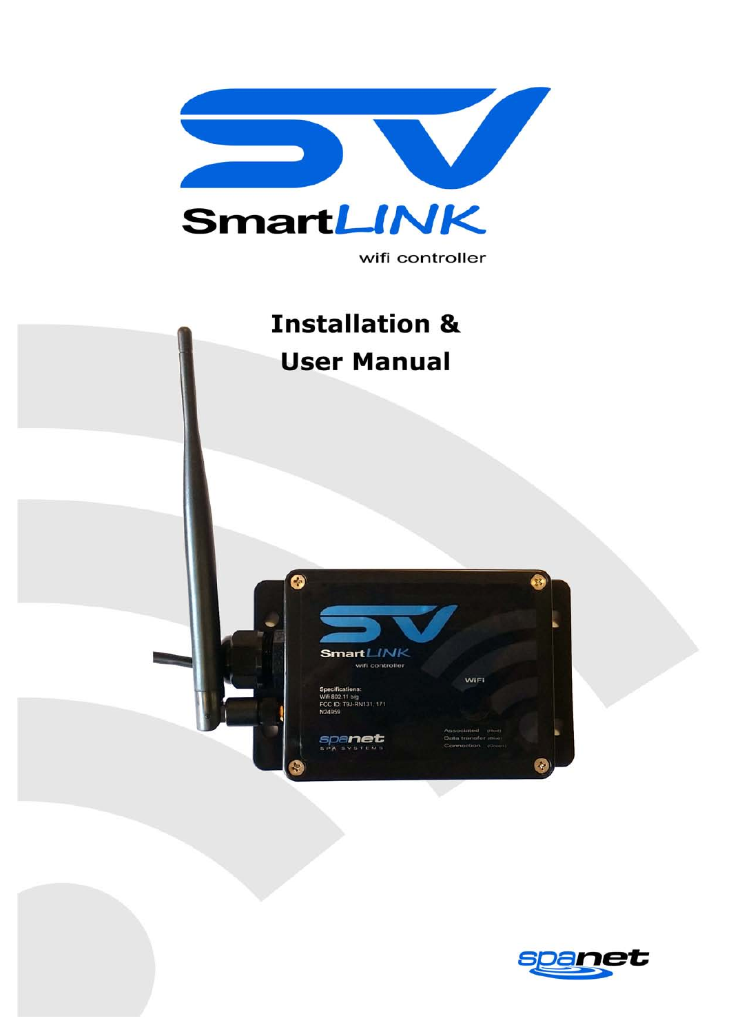# SV SmartLINK

wifi controller

## Installation & User Manual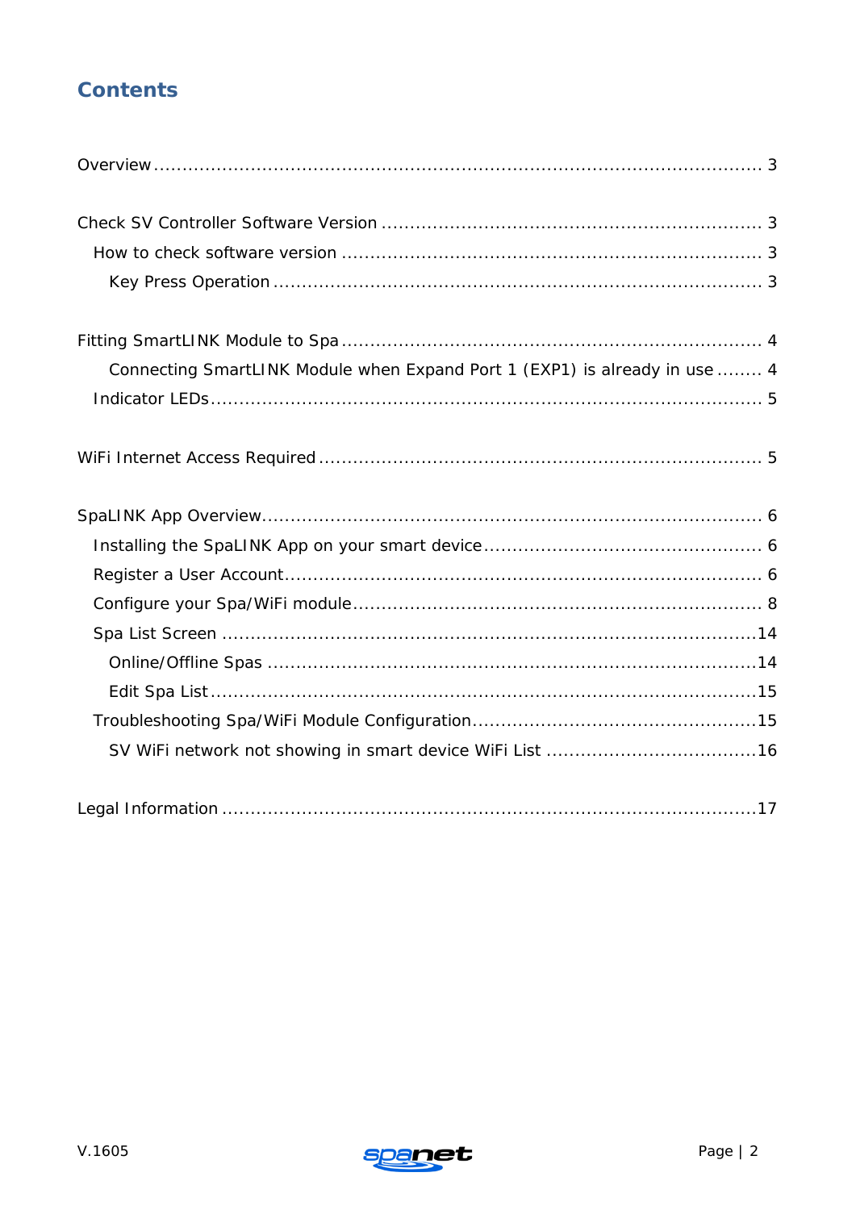# Contents

Overview ........................................................................................................ 3

Check SV Controller Software Version ................................................................ 3

- How to check software version ....................................................................... 3
  - Key Press Operation .................................................................................. 3

Fitting SmartLINK Module to Spa ...................................................................... 4

- Connecting SmartLINK Module when Expand Port 1 (EXP1) is already in use ........ 4
- Indicator LEDs .............................................................................................. 5

WiFi Internet Access Required ........................................................................... 5

SpaLINK App Overview ..................................................................................... 6

- Installing the SpaLINK App on your smart device .............................................. 6
- Register a User Account .................................................................................. 6
- Configure your Spa/WiFi module ...................................................................... 8
- Spa List Screen ............................................................................................. 14
  - Online/Offline Spas .................................................................................... 14
  - Edit Spa List ............................................................................................... 15
- Troubleshooting Spa/WiFi Module Configuration ................................................ 15
  - SV WiFi network not showing in smart device WiFi List .................................... 16

Legal Information ............................................................................................ 17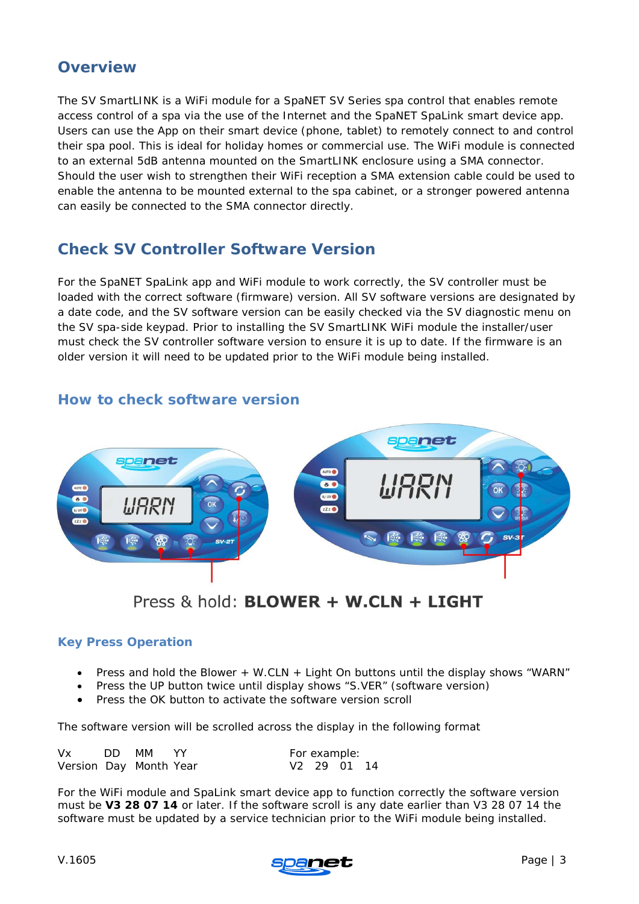## Overview

The SV SmartLINK is a WiFi module for a SpaNET SV Series spa control that enables remote access control of a spa via the use of the Internet and the SpaNET SpaLink smart device app. Users can use the App on their smart device (phone, tablet) to remotely connect to and control their spa pool. This is ideal for holiday homes or commercial use. The WiFi module is connected to an external 5dB antenna mounted on the SmartLINK enclosure using a SMA connector. Should the user wish to strengthen their WiFi reception a SMA extension cable could be used to enable the antenna to be mounted external to the spa cabinet, or a stronger powered antenna can easily be connected to the SMA connector directly.

## Check SV Controller Software Version

For the SpaNET SpaLink app and WiFi module to work correctly, the SV controller must be loaded with the correct software (firmware) version. All SV software versions are designated by a date code, and the SV software version can be easily checked via the SV diagnostic menu on the SV spa-side keypad. Prior to installing the SV SmartLINK WiFi module the installer/user must check the SV controller software version to ensure it is up to date. If the firmware is an older version it will need to be updated prior to the WiFi module being installed.

### How to check software version

Press & hold: **BLOWER + W.CLN + LIGHT**

#### Key Press Operation

- Press and hold the Blower + W.CLN + Light On buttons until the display shows "WARN"
- Press the UP button twice until display shows "S.VER" (software version)
- Press the OK button to activate the software version scroll

The software version will be scrolled across the display in the following format

| Vx | DD | MM | YY | | For example: |
|---|---|---|---|---|---|
| Version | Day | Month | Year | | V2 29 01 14 |

For the WiFi module and SpaLink smart device app to function correctly the software version must be **V3 28 07 14** or later. If the software scroll is any date earlier than V3 28 07 14 the software must be updated by a service technician prior to the WiFi module being installed.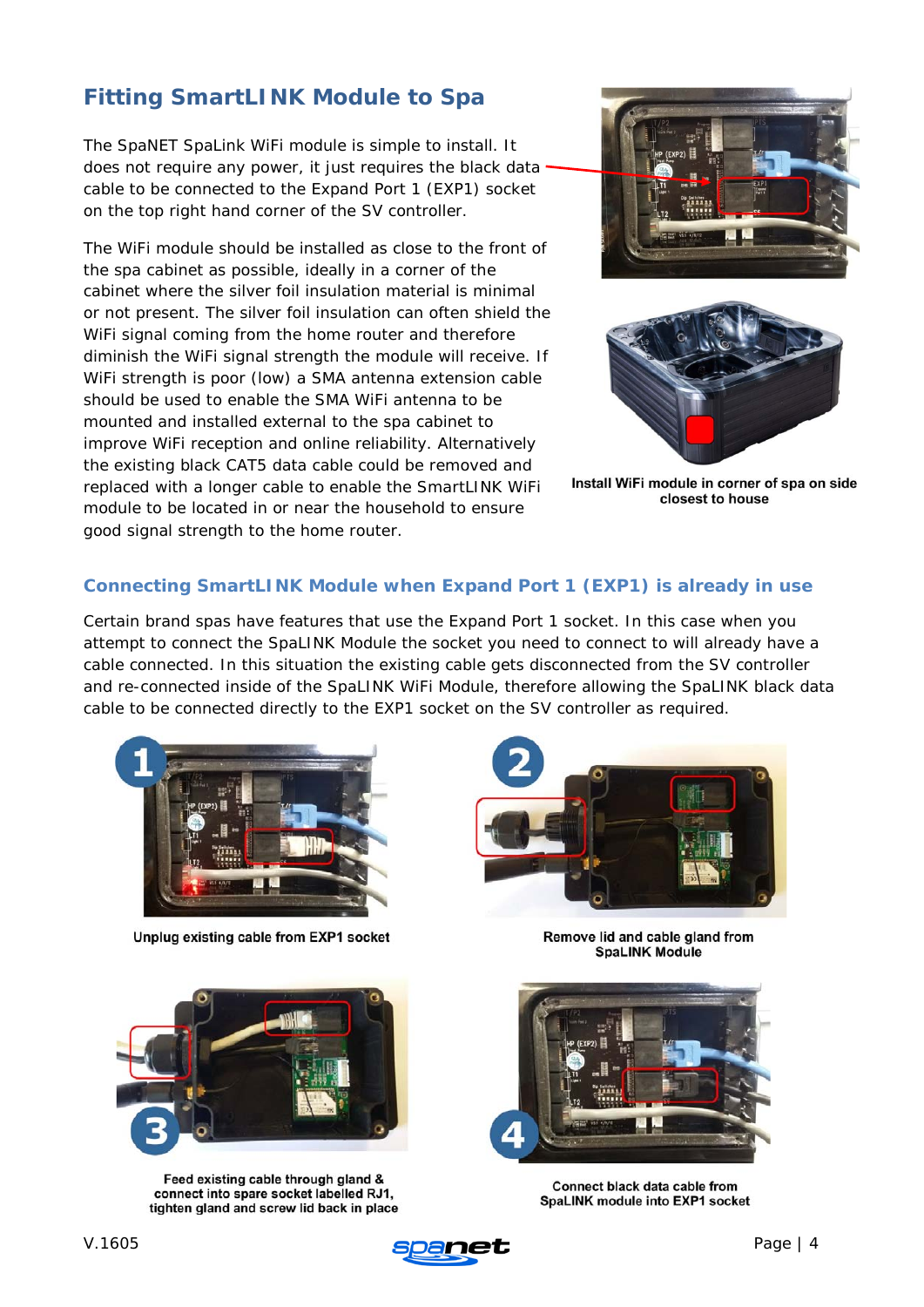## Fitting SmartLINK Module to Spa

The SpaNET SpaLink WiFi module is simple to install. It does not require any power, it just requires the black data cable to be connected to the Expand Port 1 (EXP1) socket on the top right hand corner of the SV controller.

The WiFi module should be installed as close to the front of the spa cabinet as possible, ideally in a corner of the cabinet where the silver foil insulation material is minimal or not present. The silver foil insulation can often shield the WiFi signal coming from the home router and therefore diminish the WiFi signal strength the module will receive. If WiFi strength is poor (low) a SMA antenna extension cable should be used to enable the SMA WiFi antenna to be mounted and installed external to the spa cabinet to improve WiFi reception and online reliability. Alternatively the existing black CAT5 data cable could be removed and replaced with a longer cable to enable the SmartLINK WiFi module to be located in or near the household to ensure good signal strength to the home router.

Install WiFi module in corner of spa on side closest to house

### Connecting SmartLINK Module when Expand Port 1 (EXP1) is already in use

Certain brand spas have features that use the Expand Port 1 socket. In this case when you attempt to connect the SpaLINK Module the socket you need to connect to will already have a cable connected. In this situation the existing cable gets disconnected from the SV controller and re-connected inside of the SpaLINK WiFi Module, therefore allowing the SpaLINK black data cable to be connected directly to the EXP1 socket on the SV controller as required.

1. Unplug existing cable from EXP1 socket
2. Remove lid and cable gland from SpaLINK Module
3. Feed existing cable through gland & connect into spare socket labelled RJ1, tighten gland and screw lid back in place
4. Connect black data cable from SpaLINK module into EXP1 socket

V.1605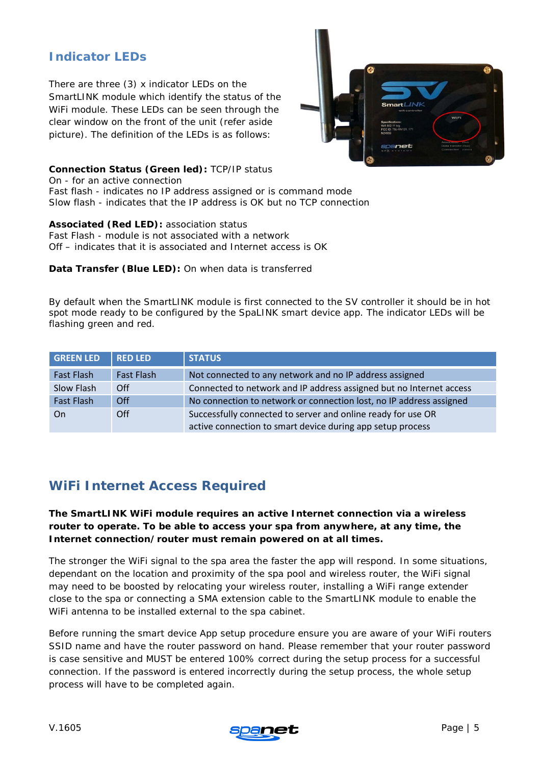## Indicator LEDs

There are three (3) x indicator LEDs on the SmartLINK module which identify the status of the WiFi module. These LEDs can be seen through the clear window on the front of the unit (refer aside picture). The definition of the LEDs is as follows:

**Connection Status (Green led):** TCP/IP status
On - for an active connection
Fast flash - indicates no IP address assigned or is command mode
Slow flash - indicates that the IP address is OK but no TCP connection

**Associated (Red LED):** association status
Fast Flash - module is not associated with a network
Off – indicates that it is associated and Internet access is OK

**Data Transfer (Blue LED):** On when data is transferred

By default when the SmartLINK module is first connected to the SV controller it should be in hot spot mode ready to be configured by the SpaLINK smart device app. The indicator LEDs will be flashing green and red.

| GREEN LED | RED LED | STATUS |
|---|---|---|
| Fast Flash | Fast Flash | Not connected to any network and no IP address assigned |
| Slow Flash | Off | Connected to network and IP address assigned but no Internet access |
| Fast Flash | Off | No connection to network or connection lost, no IP address assigned |
| On | Off | Successfully connected to server and online ready for use OR active connection to smart device during app setup process |

## WiFi Internet Access Required

**The SmartLINK WiFi module requires an active Internet connection via a wireless router to operate. To be able to access your spa from anywhere, at any time, the Internet connection/router must remain powered on at all times.**

The stronger the WiFi signal to the spa area the faster the app will respond. In some situations, dependant on the location and proximity of the spa pool and wireless router, the WiFi signal may need to be boosted by relocating your wireless router, installing a WiFi range extender close to the spa or connecting a SMA extension cable to the SmartLINK module to enable the WiFi antenna to be installed external to the spa cabinet.

Before running the smart device App setup procedure ensure you are aware of your WiFi routers SSID name and have the router password on hand. Please remember that your router password is case sensitive and MUST be entered 100% correct during the setup process for a successful connection. If the password is entered incorrectly during the setup process, the whole setup process will have to be completed again.

V.1605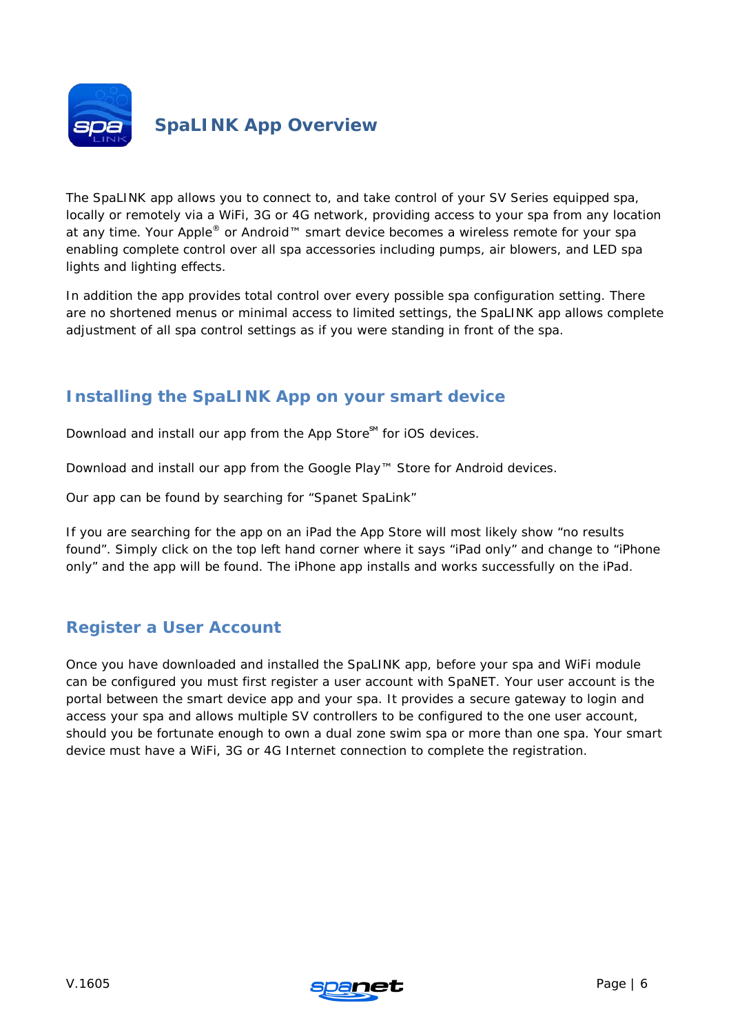# SpaLINK App Overview

The SpaLINK app allows you to connect to, and take control of your SV Series equipped spa, locally or remotely via a WiFi, 3G or 4G network, providing access to your spa from any location at any time. Your Apple® or Android™ smart device becomes a wireless remote for your spa enabling complete control over all spa accessories including pumps, air blowers, and LED spa lights and lighting effects.

In addition the app provides total control over every possible spa configuration setting. There are no shortened menus or minimal access to limited settings, the SpaLINK app allows complete adjustment of all spa control settings as if you were standing in front of the spa.

## Installing the SpaLINK App on your smart device

Download and install our app from the App Store℠ for iOS devices.

Download and install our app from the Google Play™ Store for Android devices.

Our app can be found by searching for "Spanet SpaLink"

If you are searching for the app on an iPad the App Store will most likely show "no results found". Simply click on the top left hand corner where it says "iPad only" and change to "iPhone only" and the app will be found. The iPhone app installs and works successfully on the iPad.

## Register a User Account

Once you have downloaded and installed the SpaLINK app, before your spa and WiFi module can be configured you must first register a user account with SpaNET. Your user account is the portal between the smart device app and your spa. It provides a secure gateway to login and access your spa and allows multiple SV controllers to be configured to the one user account, should you be fortunate enough to own a dual zone swim spa or more than one spa. Your smart device must have a WiFi, 3G or 4G Internet connection to complete the registration.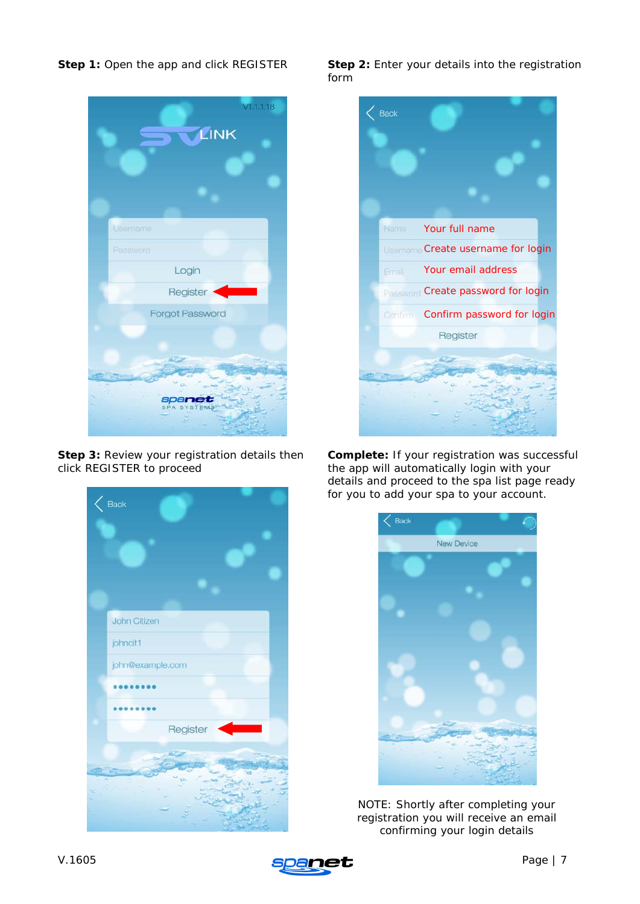**Step 1:** Open the app and click REGISTER

**Step 2:** Enter your details into the registration form

Name — Your full name
Username — Create username for login
Email — Your email address
Password — Create password for login
Confirm — Confirm password for login

**Step 3:** Review your registration details then click REGISTER to proceed

**Complete:** If your registration was successful the app will automatically login with your details and proceed to the spa list page ready for you to add your spa to your account.

NOTE: Shortly after completing your registration you will receive an email confirming your login details

V.1605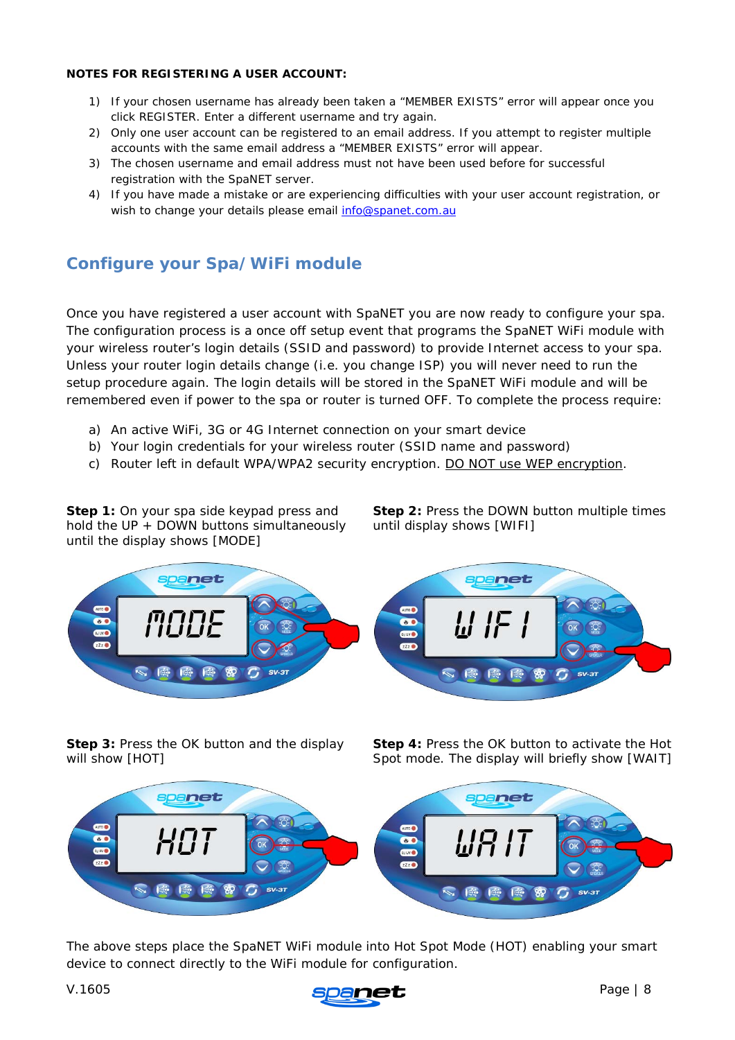**NOTES FOR REGISTERING A USER ACCOUNT:**

1) If your chosen username has already been taken a "MEMBER EXISTS" error will appear once you click REGISTER. Enter a different username and try again.
2) Only one user account can be registered to an email address. If you attempt to register multiple accounts with the same email address a "MEMBER EXISTS" error will appear.
3) The chosen username and email address must not have been used before for successful registration with the SpaNET server.
4) If you have made a mistake or are experiencing difficulties with your user account registration, or wish to change your details please email info@spanet.com.au

## Configure your Spa/WiFi module

Once you have registered a user account with SpaNET you are now ready to configure your spa. The configuration process is a once off setup event that programs the SpaNET WiFi module with your wireless router's login details (SSID and password) to provide Internet access to your spa. Unless your router login details change (i.e. you change ISP) you will never need to run the setup procedure again. The login details will be stored in the SpaNET WiFi module and will be remembered even if power to the spa or router is turned OFF. To complete the process require:

a) An active WiFi, 3G or 4G Internet connection on your smart device
b) Your login credentials for your wireless router (SSID name and password)
c) Router left in default WPA/WPA2 security encryption. DO NOT use WEP encryption.

**Step 1:** On your spa side keypad press and hold the UP + DOWN buttons simultaneously until the display shows [MODE]

**Step 2:** Press the DOWN button multiple times until display shows [WIFI]

**Step 3:** Press the OK button and the display will show [HOT]

**Step 4:** Press the OK button to activate the Hot Spot mode. The display will briefly show [WAIT]

The above steps place the SpaNET WiFi module into Hot Spot Mode (HOT) enabling your smart device to connect directly to the WiFi module for configuration.

V.1605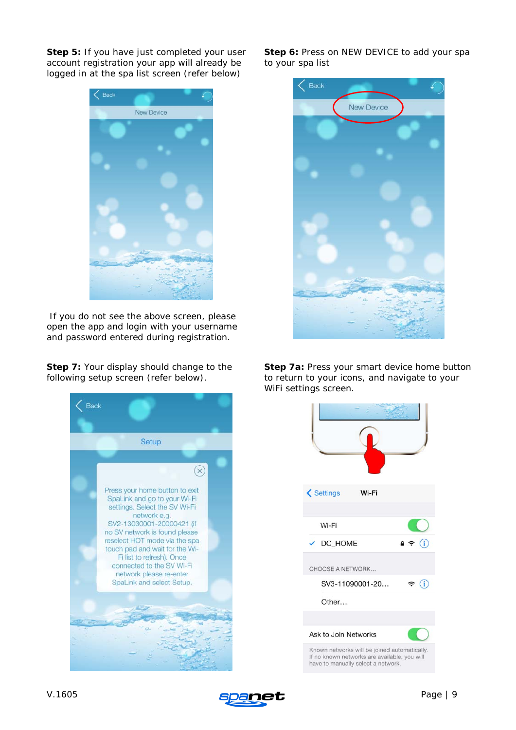**Step 5:** If you have just completed your user account registration your app will already be logged in at the spa list screen (refer below)

If you do not see the above screen, please open the app and login with your username and password entered during registration.

**Step 6:** Press on NEW DEVICE to add your spa to your spa list

**Step 7:** Your display should change to the following setup screen (refer below).

**Step 7a:** Press your smart device home button to return to your icons, and navigate to your WiFi settings screen.

V.1605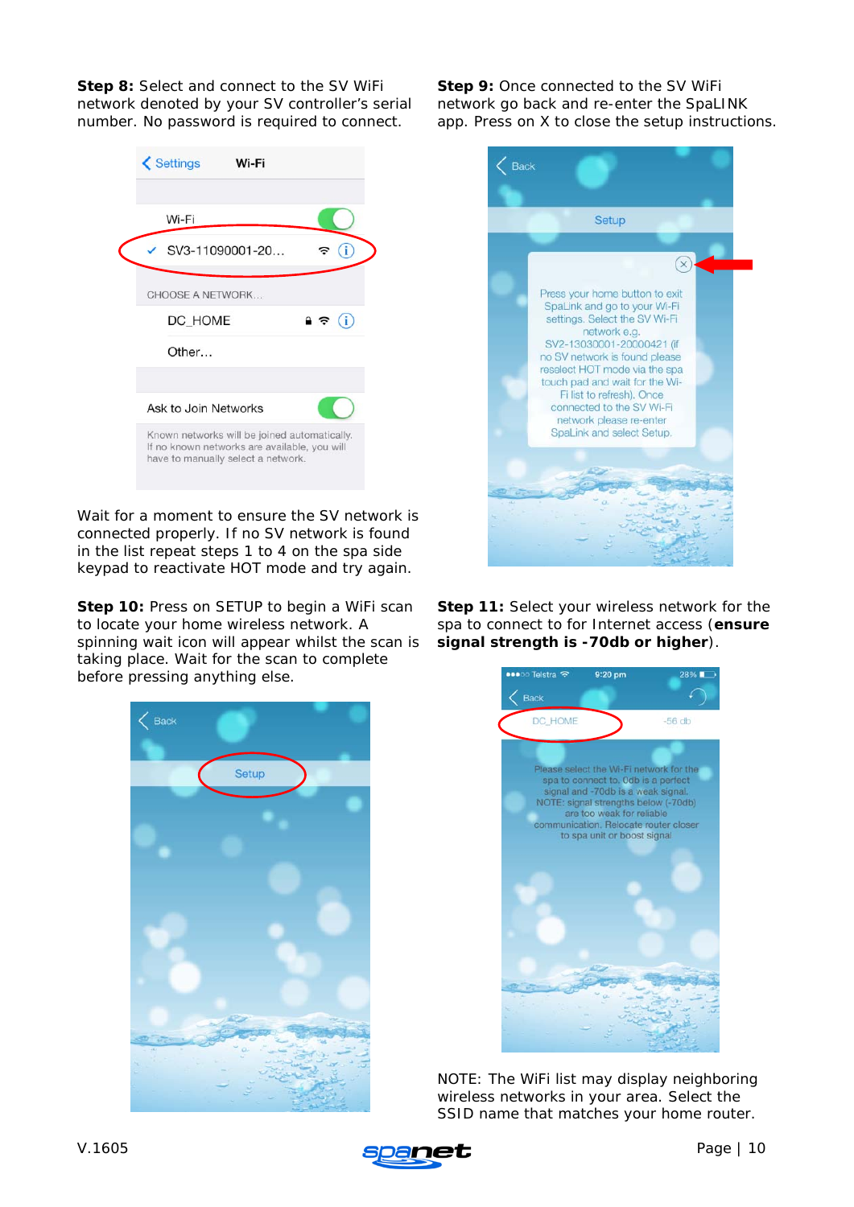**Step 8:** Select and connect to the SV WiFi network denoted by your SV controller's serial number. No password is required to connect.

Wait for a moment to ensure the SV network is connected properly. If no SV network is found in the list repeat steps 1 to 4 on the spa side keypad to reactivate HOT mode and try again.

**Step 9:** Once connected to the SV WiFi network go back and re-enter the SpaLINK app. Press on X to close the setup instructions.

**Step 10:** Press on SETUP to begin a WiFi scan to locate your home wireless network. A spinning wait icon will appear whilst the scan is taking place. Wait for the scan to complete before pressing anything else.

**Step 11:** Select your wireless network for the spa to connect to for Internet access (**ensure signal strength is -70db or higher**).

NOTE: The WiFi list may display neighboring wireless networks in your area. Select the SSID name that matches your home router.

V.1605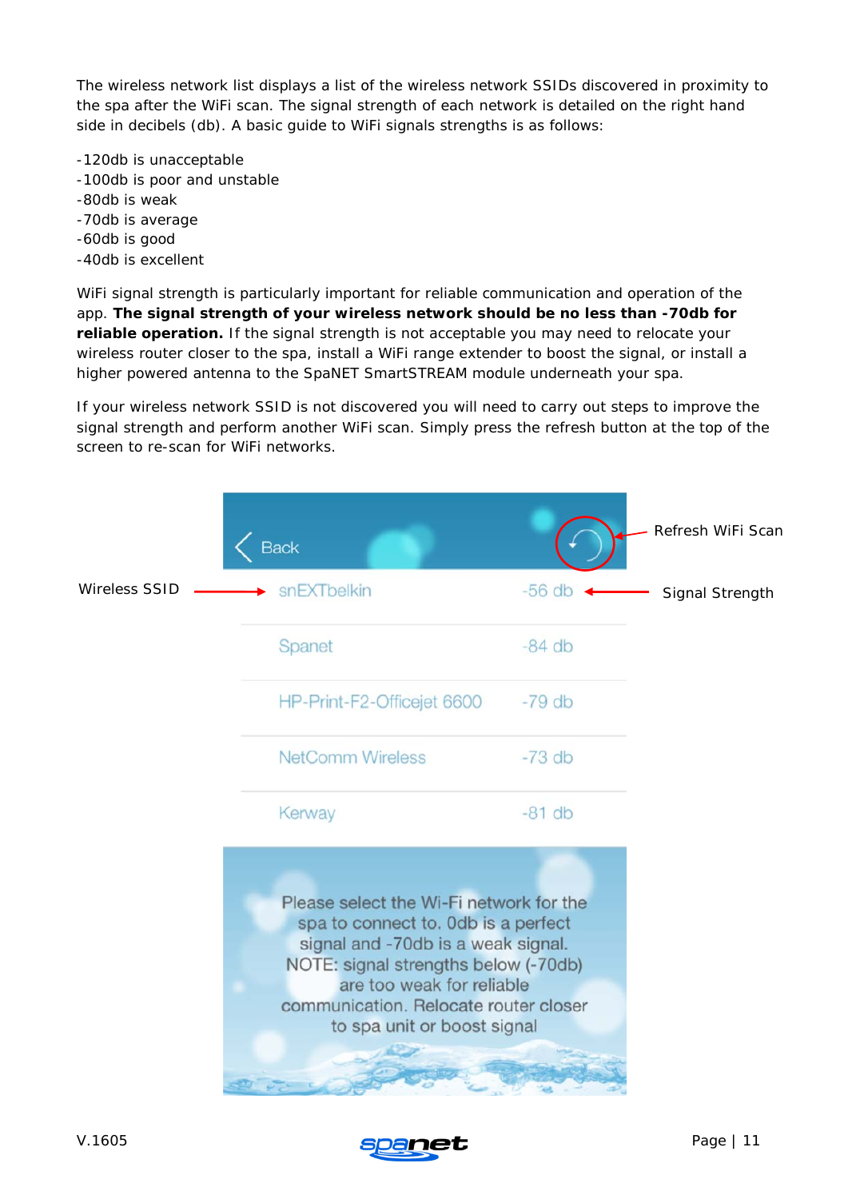The wireless network list displays a list of the wireless network SSIDs discovered in proximity to the spa after the WiFi scan. The signal strength of each network is detailed on the right hand side in decibels (db). A basic guide to WiFi signals strengths is as follows:

-120db is unacceptable
-100db is poor and unstable
-80db is weak
-70db is average
-60db is good
-40db is excellent

WiFi signal strength is particularly important for reliable communication and operation of the app. **The signal strength of your wireless network should be no less than -70db for reliable operation.** If the signal strength is not acceptable you may need to relocate your wireless router closer to the spa, install a WiFi range extender to boost the signal, or install a higher powered antenna to the SpaNET SmartSTREAM module underneath your spa.

If your wireless network SSID is not discovered you will need to carry out steps to improve the signal strength and perform another WiFi scan. Simply press the refresh button at the top of the screen to re-scan for WiFi networks.

Refresh WiFi Scan

Back

Wireless SSID → snEXTbelkin -56 db ← Signal Strength

| Wireless SSID | Signal Strength |
|---|---|
| snEXTbelkin | -56 db |
| Spanet | -84 db |
| HP-Print-F2-Officejet 6600 | -79 db |
| NetComm Wireless | -73 db |
| Kerway | -81 db |

Please select the Wi-Fi network for the spa to connect to. 0db is a perfect signal and -70db is a weak signal. NOTE: signal strengths below (-70db) are too weak for reliable communication. Relocate router closer to spa unit or boost signal

V.1605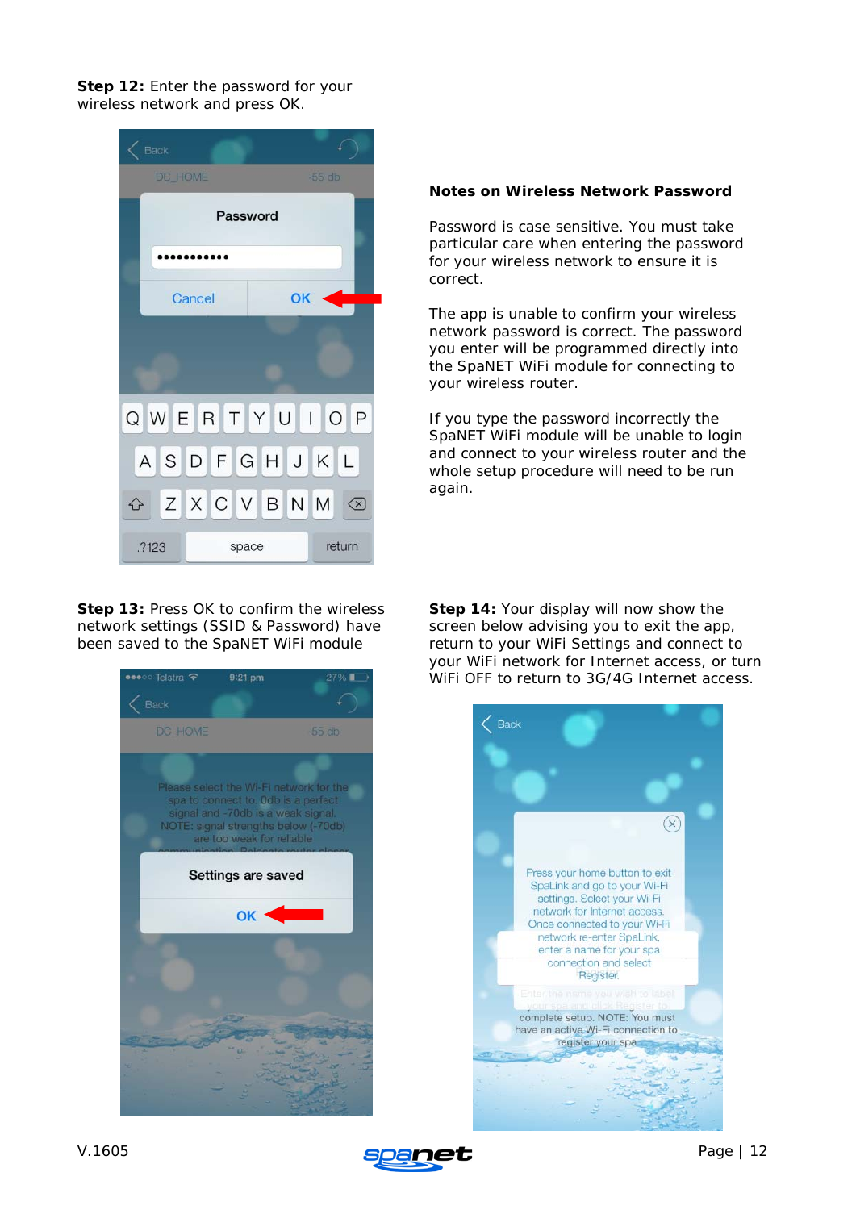**Step 12:** Enter the password for your wireless network and press OK.

### Notes on Wireless Network Password

Password is case sensitive. You must take particular care when entering the password for your wireless network to ensure it is correct.

The app is unable to confirm your wireless network password is correct. The password you enter will be programmed directly into the SpaNET WiFi module for connecting to your wireless router.

If you type the password incorrectly the SpaNET WiFi module will be unable to login and connect to your wireless router and the whole setup procedure will need to be run again.

**Step 13:** Press OK to confirm the wireless network settings (SSID & Password) have been saved to the SpaNET WiFi module

**Step 14:** Your display will now show the screen below advising you to exit the app, return to your WiFi Settings and connect to your WiFi network for Internet access, or turn WiFi OFF to return to 3G/4G Internet access.

V.1605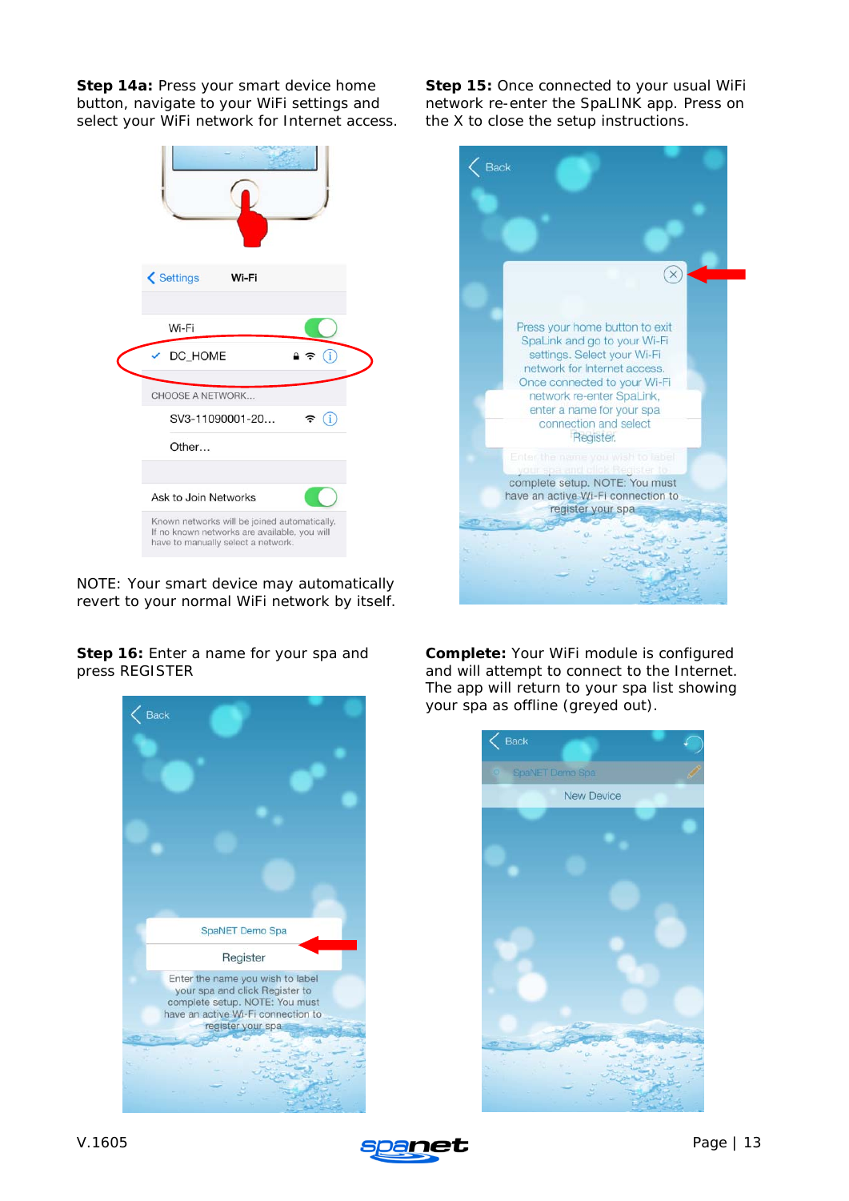**Step 14a:** Press your smart device home button, navigate to your WiFi settings and select your WiFi network for Internet access.

NOTE: Your smart device may automatically revert to your normal WiFi network by itself.

**Step 15:** Once connected to your usual WiFi network re-enter the SpaLINK app. Press on the X to close the setup instructions.

**Step 16:** Enter a name for your spa and press REGISTER

**Complete:** Your WiFi module is configured and will attempt to connect to the Internet. The app will return to your spa list showing your spa as offline (greyed out).

V.1605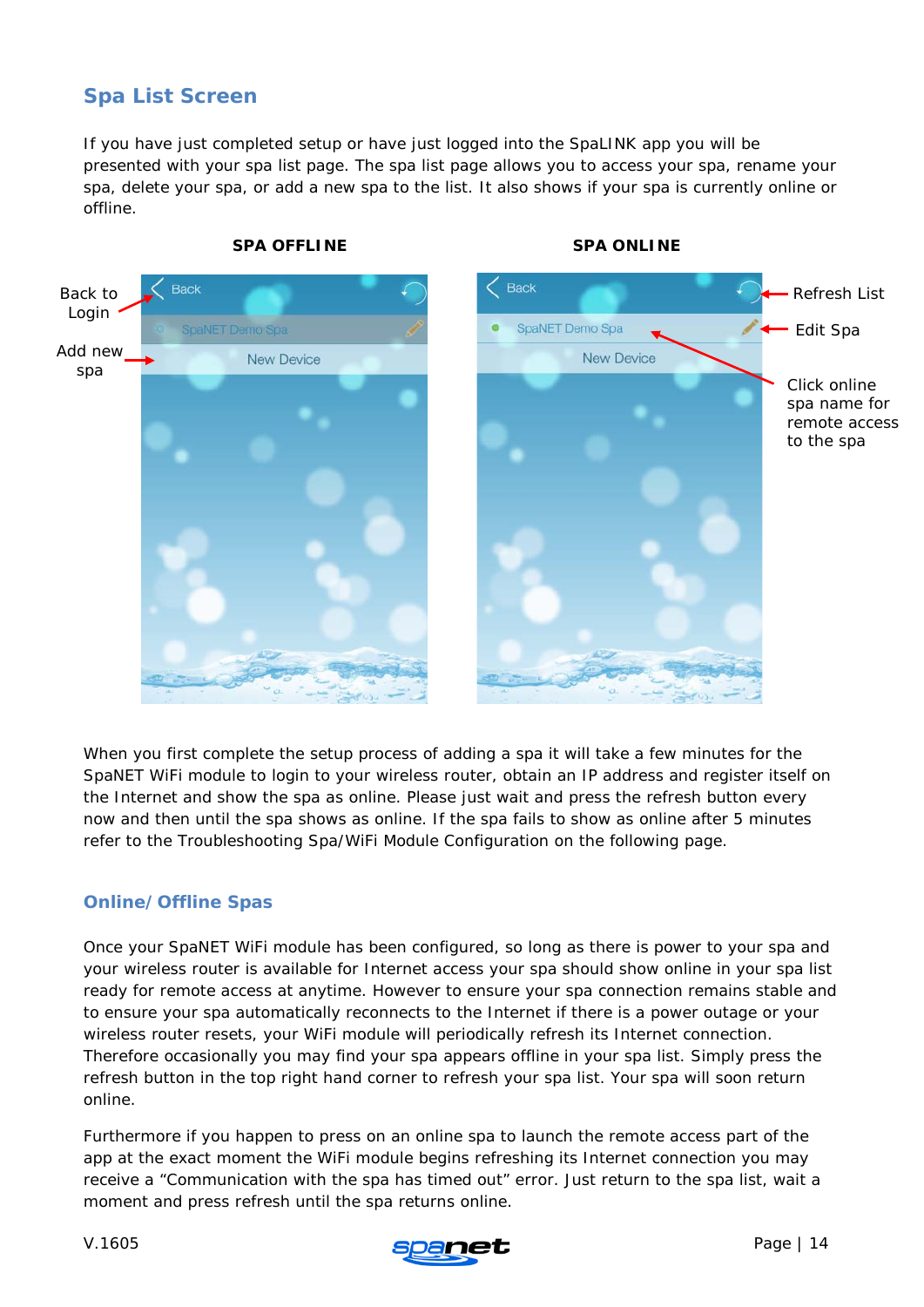## Spa List Screen

If you have just completed setup or have just logged into the SpaLINK app you will be presented with your spa list page. The spa list page allows you to access your spa, rename your spa, delete your spa, or add a new spa to the list. It also shows if your spa is currently online or offline.

**SPA OFFLINE** **SPA ONLINE**

Back to Login

Add new spa

Refresh List

Edit Spa

Click online spa name for remote access to the spa

When you first complete the setup process of adding a spa it will take a few minutes for the SpaNET WiFi module to login to your wireless router, obtain an IP address and register itself on the Internet and show the spa as online. Please just wait and press the refresh button every now and then until the spa shows as online. If the spa fails to show as online after 5 minutes refer to the Troubleshooting Spa/WiFi Module Configuration on the following page.

## Online/Offline Spas

Once your SpaNET WiFi module has been configured, so long as there is power to your spa and your wireless router is available for Internet access your spa should show online in your spa list ready for remote access at anytime. However to ensure your spa connection remains stable and to ensure your spa automatically reconnects to the Internet if there is a power outage or your wireless router resets, your WiFi module will periodically refresh its Internet connection. Therefore occasionally you may find your spa appears offline in your spa list. Simply press the refresh button in the top right hand corner to refresh your spa list. Your spa will soon return online.

Furthermore if you happen to press on an online spa to launch the remote access part of the app at the exact moment the WiFi module begins refreshing its Internet connection you may receive a "Communication with the spa has timed out" error. Just return to the spa list, wait a moment and press refresh until the spa returns online.

V.1605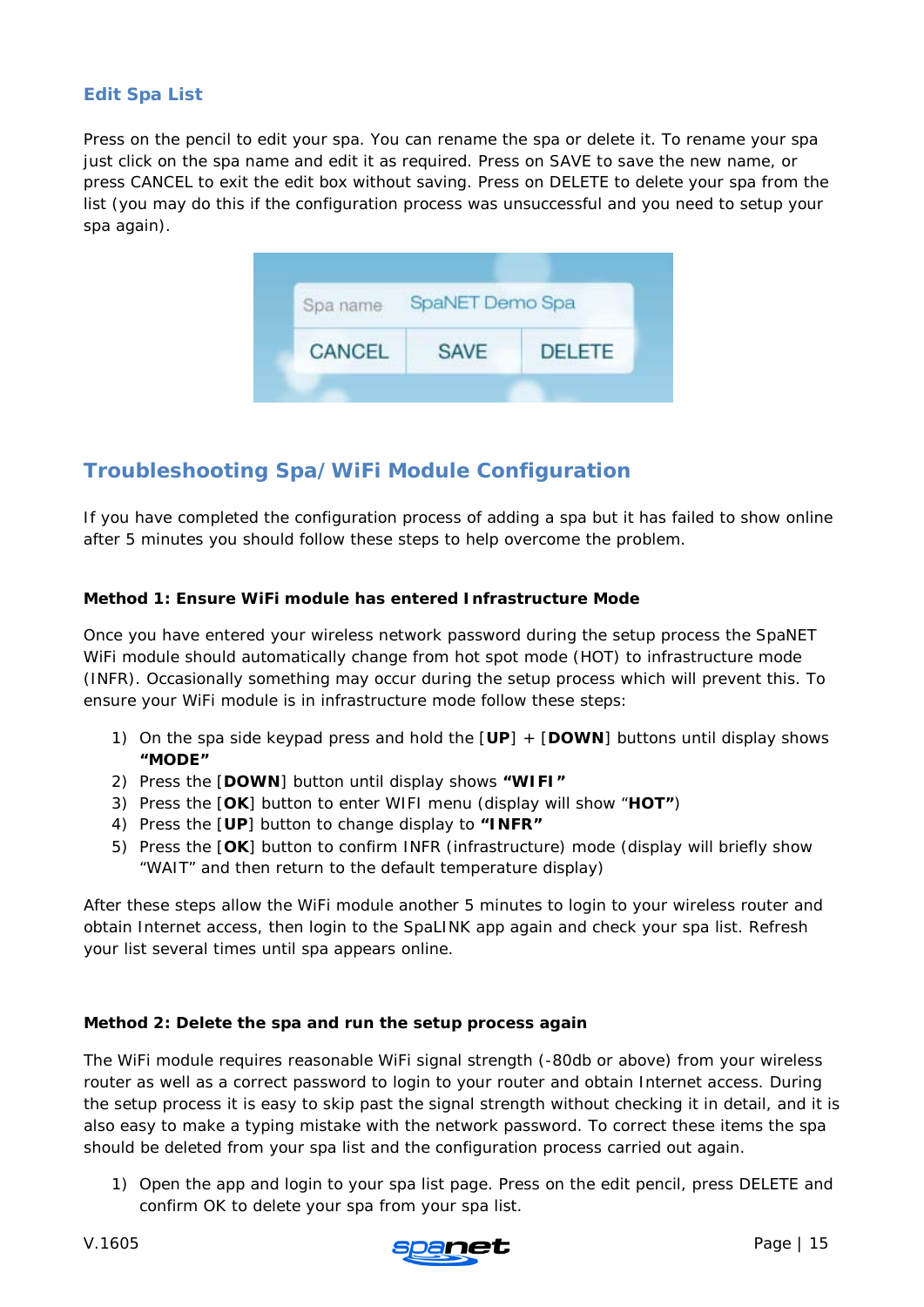## Edit Spa List

Press on the pencil to edit your spa. You can rename the spa or delete it. To rename your spa just click on the spa name and edit it as required. Press on SAVE to save the new name, or press CANCEL to exit the edit box without saving. Press on DELETE to delete your spa from the list (you may do this if the configuration process was unsuccessful and you need to setup your spa again).

# Troubleshooting Spa/WiFi Module Configuration

If you have completed the configuration process of adding a spa but it has failed to show online after 5 minutes you should follow these steps to help overcome the problem.

### Method 1: Ensure WiFi module has entered Infrastructure Mode

Once you have entered your wireless network password during the setup process the SpaNET WiFi module should automatically change from hot spot mode (HOT) to infrastructure mode (INFR). Occasionally something may occur during the setup process which will prevent this. To ensure your WiFi module is in infrastructure mode follow these steps:

1) On the spa side keypad press and hold the [**UP**] + [**DOWN**] buttons until display shows **"MODE"**
2) Press the [**DOWN**] button until display shows **"WIFI"**
3) Press the [**OK**] button to enter WIFI menu (display will show "**HOT"**)
4) Press the [**UP**] button to change display to **"INFR"**
5) Press the [**OK**] button to confirm INFR (infrastructure) mode (display will briefly show "WAIT" and then return to the default temperature display)

After these steps allow the WiFi module another 5 minutes to login to your wireless router and obtain Internet access, then login to the SpaLINK app again and check your spa list. Refresh your list several times until spa appears online.

### Method 2: Delete the spa and run the setup process again

The WiFi module requires reasonable WiFi signal strength (-80db or above) from your wireless router as well as a correct password to login to your router and obtain Internet access. During the setup process it is easy to skip past the signal strength without checking it in detail, and it is also easy to make a typing mistake with the network password. To correct these items the spa should be deleted from your spa list and the configuration process carried out again.

1) Open the app and login to your spa list page. Press on the edit pencil, press DELETE and confirm OK to delete your spa from your spa list.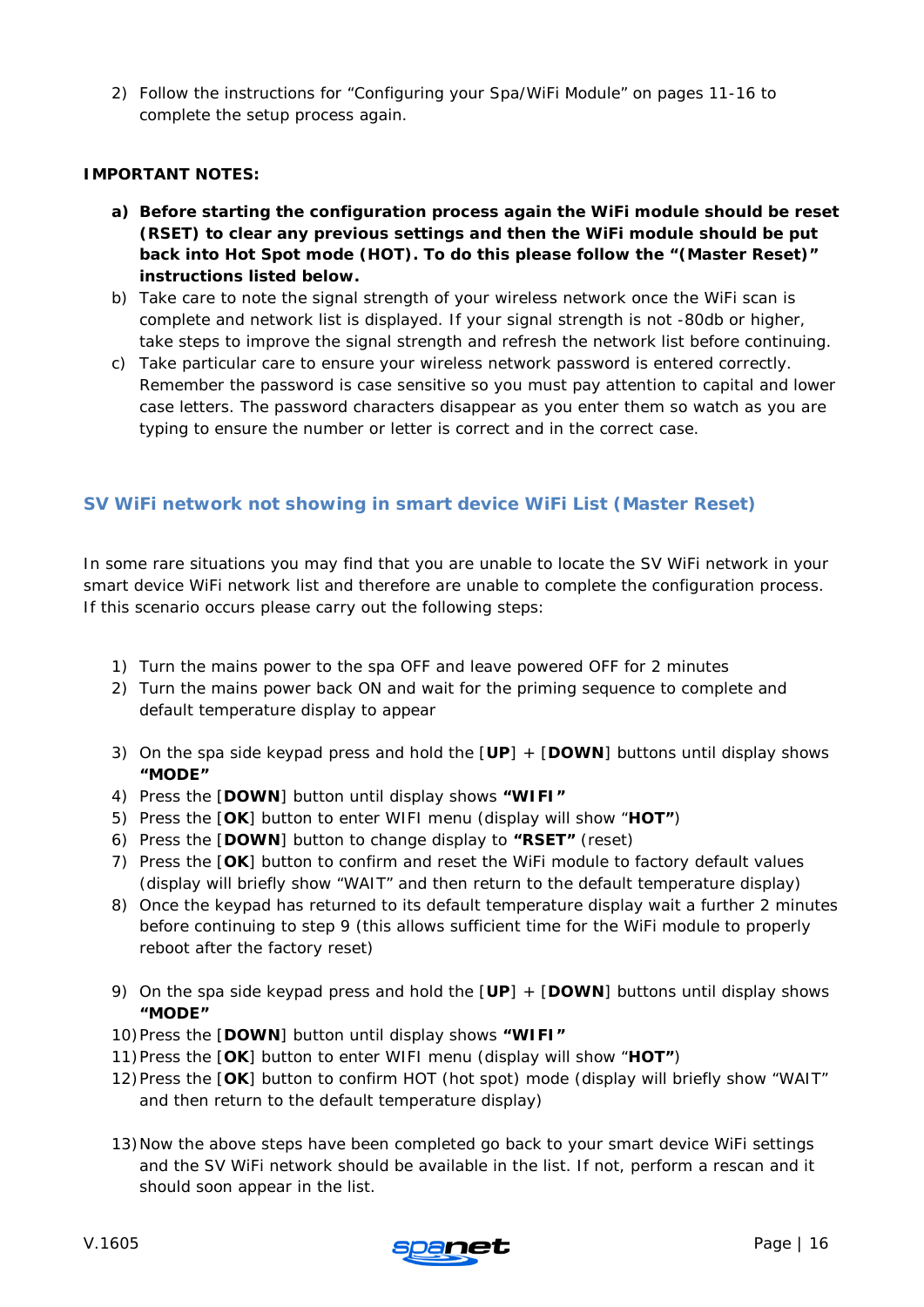2) Follow the instructions for "Configuring your Spa/WiFi Module" on pages 11-16 to complete the setup process again.

**IMPORTANT NOTES:**

a) **Before starting the configuration process again the WiFi module should be reset (RSET) to clear any previous settings and then the WiFi module should be put back into Hot Spot mode (HOT). To do this please follow the "(Master Reset)" instructions listed below.**

b) Take care to note the signal strength of your wireless network once the WiFi scan is complete and network list is displayed. If your signal strength is not -80db or higher, take steps to improve the signal strength and refresh the network list before continuing.

c) Take particular care to ensure your wireless network password is entered correctly. Remember the password is case sensitive so you must pay attention to capital and lower case letters. The password characters disappear as you enter them so watch as you are typing to ensure the number or letter is correct and in the correct case.

## SV WiFi network not showing in smart device WiFi List (Master Reset)

In some rare situations you may find that you are unable to locate the SV WiFi network in your smart device WiFi network list and therefore are unable to complete the configuration process. If this scenario occurs please carry out the following steps:

1) Turn the mains power to the spa OFF and leave powered OFF for 2 minutes
2) Turn the mains power back ON and wait for the priming sequence to complete and default temperature display to appear

3) On the spa side keypad press and hold the [**UP**] + [**DOWN**] buttons until display shows **"MODE"**
4) Press the [**DOWN**] button until display shows **"WIFI"**
5) Press the [**OK**] button to enter WIFI menu (display will show "**HOT"**)
6) Press the [**DOWN**] button to change display to **"RSET"** (reset)
7) Press the [**OK**] button to confirm and reset the WiFi module to factory default values (display will briefly show "WAIT" and then return to the default temperature display)
8) Once the keypad has returned to its default temperature display wait a further 2 minutes before continuing to step 9 (this allows sufficient time for the WiFi module to properly reboot after the factory reset)

9) On the spa side keypad press and hold the [**UP**] + [**DOWN**] buttons until display shows **"MODE"**
10) Press the [**DOWN**] button until display shows **"WIFI"**
11) Press the [**OK**] button to enter WIFI menu (display will show "**HOT"**)
12) Press the [**OK**] button to confirm HOT (hot spot) mode (display will briefly show "WAIT" and then return to the default temperature display)

13) Now the above steps have been completed go back to your smart device WiFi settings and the SV WiFi network should be available in the list. If not, perform a rescan and it should soon appear in the list.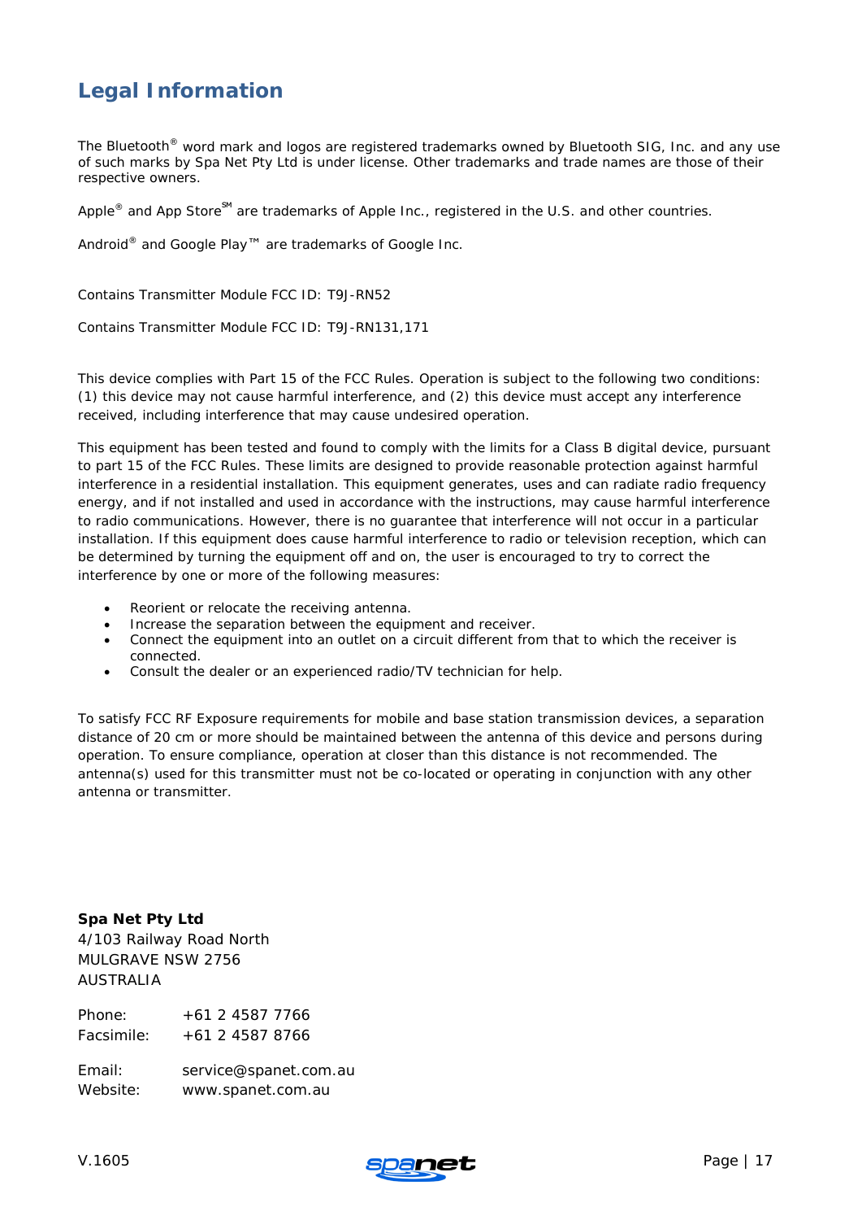# Legal Information

The Bluetooth® word mark and logos are registered trademarks owned by Bluetooth SIG, Inc. and any use of such marks by Spa Net Pty Ltd is under license. Other trademarks and trade names are those of their respective owners.

Apple® and App Store℠ are trademarks of Apple Inc., registered in the U.S. and other countries.

Android® and Google Play™ are trademarks of Google Inc.

Contains Transmitter Module FCC ID: T9J-RN52

Contains Transmitter Module FCC ID: T9J-RN131,171

This device complies with Part 15 of the FCC Rules. Operation is subject to the following two conditions: (1) this device may not cause harmful interference, and (2) this device must accept any interference received, including interference that may cause undesired operation.

This equipment has been tested and found to comply with the limits for a Class B digital device, pursuant to part 15 of the FCC Rules. These limits are designed to provide reasonable protection against harmful interference in a residential installation. This equipment generates, uses and can radiate radio frequency energy, and if not installed and used in accordance with the instructions, may cause harmful interference to radio communications. However, there is no guarantee that interference will not occur in a particular installation. If this equipment does cause harmful interference to radio or television reception, which can be determined by turning the equipment off and on, the user is encouraged to try to correct the interference by one or more of the following measures:

- Reorient or relocate the receiving antenna.
- Increase the separation between the equipment and receiver.
- Connect the equipment into an outlet on a circuit different from that to which the receiver is connected.
- Consult the dealer or an experienced radio/TV technician for help.

To satisfy FCC RF Exposure requirements for mobile and base station transmission devices, a separation distance of 20 cm or more should be maintained between the antenna of this device and persons during operation. To ensure compliance, operation at closer than this distance is not recommended. The antenna(s) used for this transmitter must not be co-located or operating in conjunction with any other antenna or transmitter.

**Spa Net Pty Ltd**
4/103 Railway Road North
MULGRAVE NSW 2756
AUSTRALIA

Phone: +61 2 4587 7766
Facsimile: +61 2 4587 8766

Email: service@spanet.com.au
Website: www.spanet.com.au

V.1605